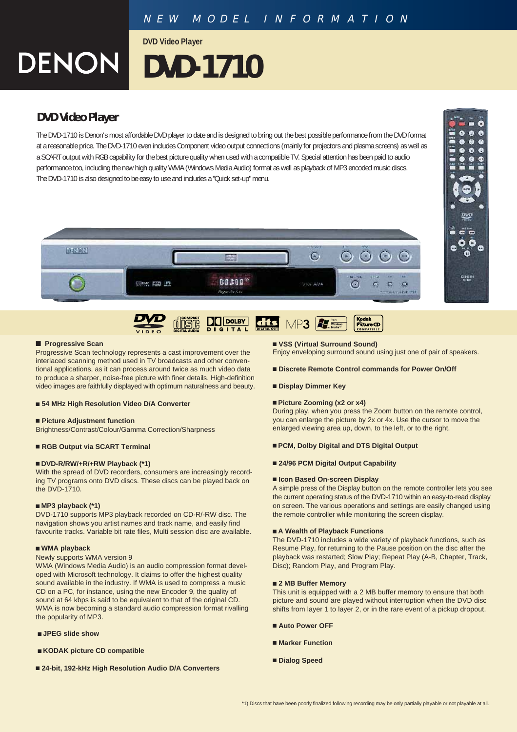NEW MODEL INFORMATION

DENON

DVD Video Player

# DVD-1710

## DVD Video Player

The DVD-1710 is Denon's most affordable DVD player to date and is designed to bring out the best possible performance from the DVD format at a reasonable price. The DVD-1710 even includes Component video output connections (mainly for projectors and plasma screens) as well as a SCART output with RGB capability for the best picture quality when used with a compatible TV. Special attention has been paid to audio performance too, including the new high quality WMA (Windows Media Audio) format as well as playback of MP3 encoded music discs. The DVD-1710 is also designed to be easy to use and includes a "Quick set-up" menu.

■ **Progressive Scan**
Progressive Scan technology represents a cast improvement over the interlaced scanning method used in TV broadcasts and other conventional applications, as it can process around twice as much video data to produce a sharper, noise-free picture with finer details. High-definition video images are faithfully displayed with optimum naturalness and beauty.

■ **54 MHz High Resolution Video D/A Converter**

■ **Picture Adjustment function**
Brightness/Contrast/Colour/Gamma Correction/Sharpness

■ **RGB Output via SCART Terminal**

■ **DVD-R/RW/+R/+RW Playback (*1)**
With the spread of DVD recorders, consumers are increasingly recording TV programs onto DVD discs. These discs can be played back on the DVD-1710.

■ **MP3 playback (*1)**
DVD-1710 supports MP3 playback recorded on CD-R/-RW disc. The navigation shows you artist names and track name, and easily find favourite tracks. Variable bit rate files, Multi session disc are available.

■ **WMA playback**
Newly supports WMA version 9
WMA (Windows Media Audio) is an audio compression format developed with Microsoft technology. It claims to offer the highest quality sound available in the industry. If WMA is used to compress a music CD on a PC, for instance, using the new Encoder 9, the quality of sound at 64 kbps is said to be equivalent to that of the original CD. WMA is now becoming a standard audio compression format rivalling the popularity of MP3.

■ **JPEG slide show**

■ **KODAK picture CD compatible**

■ **24-bit, 192-kHz High Resolution Audio D/A Converters**

■ **VSS (Virtual Surround Sound)**
Enjoy enveloping surround sound using just one of pair of speakers.

■ **Discrete Remote Control commands for Power On/Off**

■ **Display Dimmer Key**

■ **Picture Zooming (x2 or x4)**
During play, when you press the Zoom button on the remote control, you can enlarge the picture by 2x or 4x. Use the cursor to move the enlarged viewing area up, down, to the left, or to the right.

■ **PCM, Dolby Digital and DTS Digital Output**

■ **24/96 PCM Digital Output Capability**

■ **Icon Based On-screen Display**
A simple press of the Display button on the remote controller lets you see the current operating status of the DVD-1710 within an easy-to-read display on screen. The various operations and settings are easily changed using the remote controller while monitoring the screen display.

■ **A Wealth of Playback Functions**
The DVD-1710 includes a wide variety of playback functions, such as Resume Play, for returning to the Pause position on the disc after the playback was restarted; Slow Play; Repeat Play (A-B, Chapter, Track, Disc); Random Play, and Program Play.

■ **2 MB Buffer Memory**
This unit is equipped with a 2 MB buffer memory to ensure that both picture and sound are played without interruption when the DVD disc shifts from layer 1 to layer 2, or in the rare event of a pickup dropout.

■ **Auto Power OFF**

■ **Marker Function**

■ **Dialog Speed**

*1) Discs that have been poorly finalized following recording may be only partially playable or not playable at all.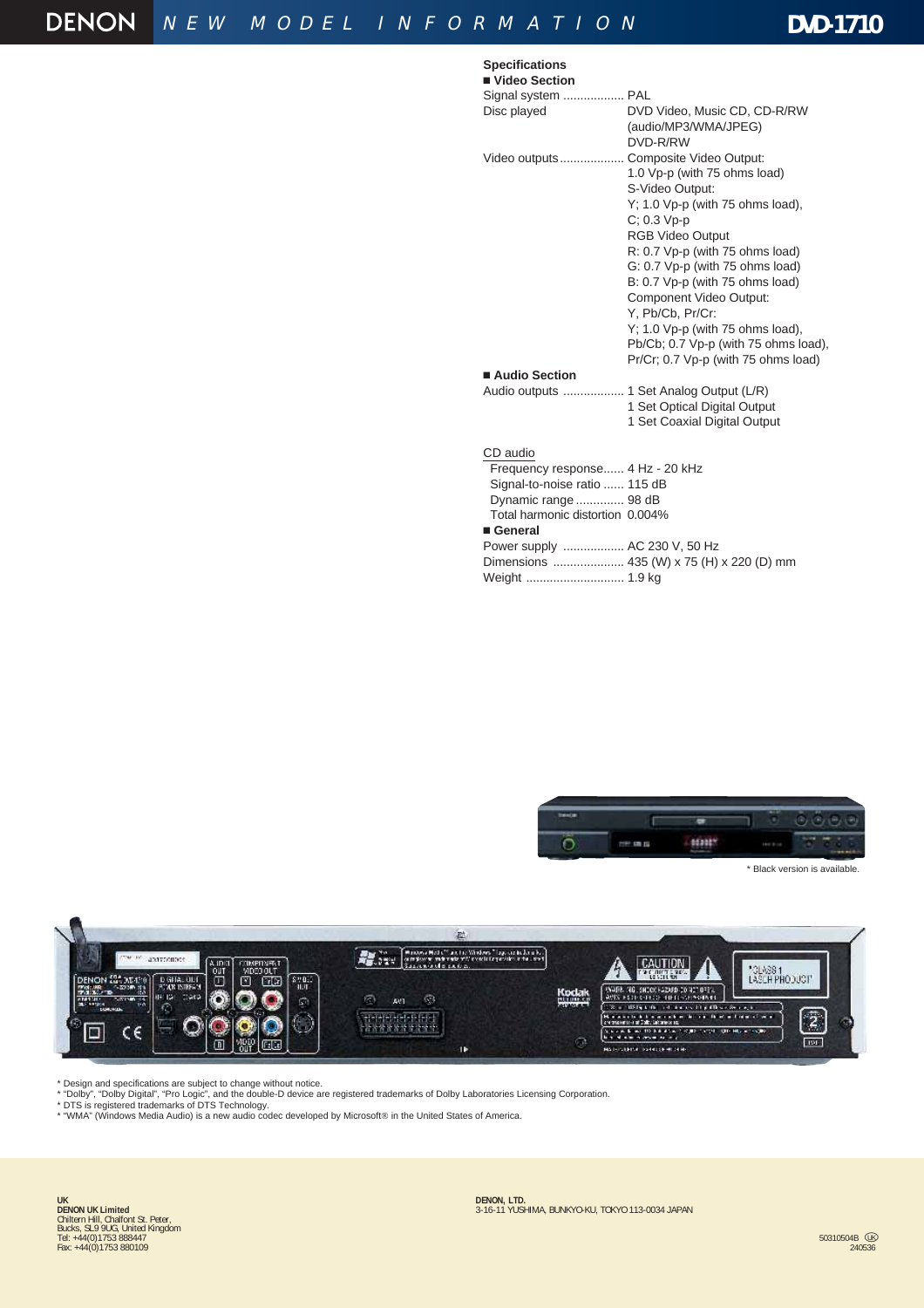## Specifications

### ■ Video Section

Signal system .................. PAL

Disc played DVD Video, Music CD, CD-R/RW (audio/MP3/WMA/JPEG) DVD-R/RW

Video outputs................... Composite Video Output:
1.0 Vp-p (with 75 ohms load)
S-Video Output:
Y; 1.0 Vp-p (with 75 ohms load),
C; 0.3 Vp-p
RGB Video Output
R: 0.7 Vp-p (with 75 ohms load)
G: 0.7 Vp-p (with 75 ohms load)
B: 0.7 Vp-p (with 75 ohms load)
Component Video Output:
Y, Pb/Cb, Pr/Cr:
Y; 1.0 Vp-p (with 75 ohms load),
Pb/Cb; 0.7 Vp-p (with 75 ohms load),
Pr/Cr; 0.7 Vp-p (with 75 ohms load)

### ■ Audio Section

Audio outputs .................. 1 Set Analog Output (L/R)
1 Set Optical Digital Output
1 Set Coaxial Digital Output

CD audio

- Frequency response...... 4 Hz - 20 kHz
- Signal-to-noise ratio ...... 115 dB
- Dynamic range .............. 98 dB
- Total harmonic distortion 0.004%

### ■ General

Power supply .................. AC 230 V, 50 Hz

Dimensions ..................... 435 (W) x 75 (H) x 220 (D) mm

Weight ............................. 1.9 kg

* Black version is available.

* Design and specifications are subject to change without notice.
* "Dolby", "Dolby Digital", "Pro Logic", and the double-D device are registered trademarks of Dolby Laboratories Licensing Corporation.
* DTS is registered trademarks of DTS Technology.
* "WMA" (Windows Media Audio) is a new audio codec developed by Microsoft® in the United States of America.

**UK**
**DENON UK Limited**
Chiltern Hill, Chalfont St. Peter,
Bucks, SL9 9UG, United Kingdom
Tel: +44(0)1753 888447
Fax: +44(0)1753 880109

**DENON, LTD.**
3-16-11 YUSHIMA, BUNKYO-KU, TOKYO 113-0034 JAPAN

50310504B UK
240536